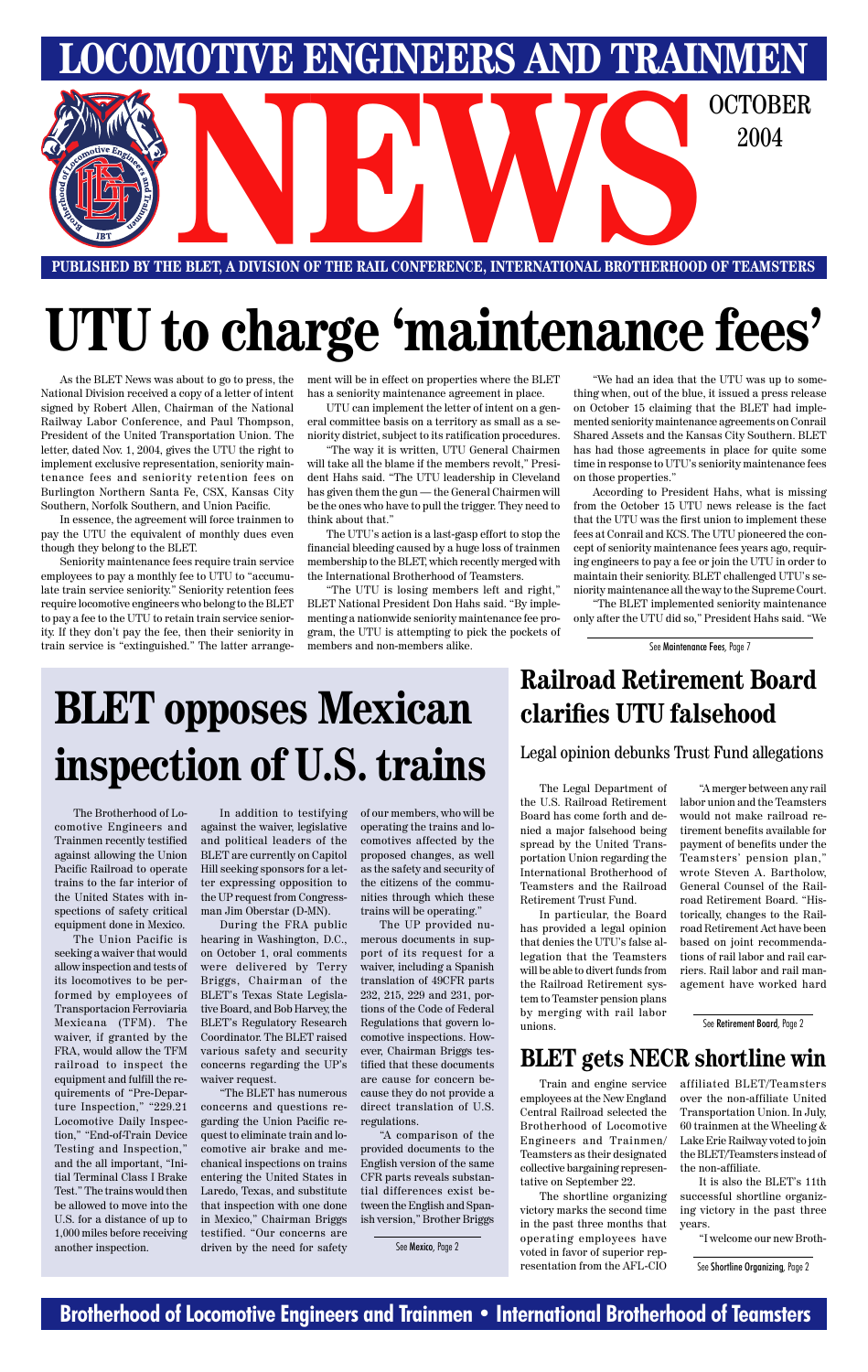# LOCOMOTIVE ENGINEERS AND TRAINMEN NEWS

OCTOBER 2004

**PUBLISHED BY THE BLET, A DIVISION OF THE RAIL CONFERENCE, INTERNATIONAL BROTHERHOOD OF TEAMSTERS**

# UTU to charge 'maintenance fees'

As the BLET News was about to go to press, the National Division received a copy of a letter of intent signed by Robert Allen, Chairman of the National Railway Labor Conference, and Paul Thompson, President of the United Transportation Union. The letter, dated Nov. 1, 2004, gives the UTU the right to implement exclusive representation, seniority maintenance fees and seniority retention fees on Burlington Northern Santa Fe, CSX, Kansas City Southern, Norfolk Southern, and Union Pacific.

In essence, the agreement will force trainmen to pay the UTU the equivalent of monthly dues even though they belong to the BLET.

Seniority maintenance fees require train service employees to pay a monthly fee to UTU to "accumulate train service seniority." Seniority retention fees require locomotive engineers who belong to the BLET to pay a fee to the UTU to retain train service seniority. If they don't pay the fee, then their seniority in train service is "extinguished." The latter arrangement will be in effect on properties where the BLET has a seniority maintenance agreement in place.

UTU can implement the letter of intent on a general committee basis on a territory as small as a seniority district, subject to its ratification procedures.

"The way it is written, UTU General Chairmen will take all the blame if the members revolt," President Hahs said. "The UTU leadership in Cleveland has given them the gun — the General Chairmen will be the ones who have to pull the trigger. They need to think about that."

The UTU's action is a last-gasp effort to stop the financial bleeding caused by a huge loss of trainmen membership to the BLET, which recently merged with the International Brotherhood of Teamsters.

"The UTU is losing members left and right," BLET National President Don Hahs said. "By implementing a nationwide seniority maintenance fee program, the UTU is attempting to pick the pockets of members and non-members alike.

"We had an idea that the UTU was up to something when, out of the blue, it issued a press release on October 15 claiming that the BLET had implemented seniority maintenance agreements on Conrail Shared Assets and the Kansas City Southern. BLET has had those agreements in place for quite some time in response to UTU's seniority maintenance fees on those properties."

According to President Hahs, what is missing from the October 15 UTU news release is the fact that the UTU was the first union to implement these fees at Conrail and KCS. The UTU pioneered the concept of seniority maintenance fees years ago, requiring engineers to pay a fee or join the UTU in order to maintain their seniority. BLET challenged UTU's seniority maintenance all the way to the Supreme Court.

"The BLET implemented seniority maintenance only after the UTU did so," President Hahs said. "We

See Maintenance Fees, Page 7

# BLET opposes Mexican inspection of U.S. trains

The Brotherhood of Locomotive Engineers and Trainmen recently testified against allowing the Union Pacific Railroad to operate trains to the far interior of the United States with inspections of safety critical equipment done in Mexico.

The Union Pacific is seeking a waiver that would allow inspection and tests of its locomotives to be performed by employees of Transportacion Ferroviaria Mexicana (TFM). The waiver, if granted by the FRA, would allow the TFM railroad to inspect the equipment and fulfill the requirements of "Pre-Departure Inspection," "229.21 Locomotive Daily Inspection," "End-of-Train Device Testing and Inspection," and the all important, "Initial Terminal Class I Brake Test." The trains would then be allowed to move into the U.S. for a distance of up to 1,000 miles before receiving another inspection.

In addition to testifying against the waiver, legislative and political leaders of the BLET are currently on Capitol Hill seeking sponsors for a letter expressing opposition to the UP request from Congressman Jim Oberstar (D-MN).

During the FRA public hearing in Washington, D.C., on October 1, oral comments were delivered by Terry Briggs, Chairman of the BLET's Texas State Legislative Board, and Bob Harvey, the BLET's Regulatory Research Coordinator. The BLET raised various safety and security concerns regarding the UP's waiver request.

"The BLET has numerous concerns and questions regarding the Union Pacific request to eliminate train and locomotive air brake and mechanical inspections on trains entering the United States in Laredo, Texas, and substitute that inspection with one done in Mexico," Chairman Briggs testified. "Our concerns are driven by the need for safety of our members, who will be operating the trains and locomotives affected by the proposed changes, as well as the safety and security of the citizens of the communities through which these trains will be operating."

The UP provided numerous documents in support of its request for a waiver, including a Spanish translation of 49CFR parts 232, 215, 229 and 231, portions of the Code of Federal Regulations that govern locomotive inspections. However, Chairman Briggs testified that these documents are cause for concern because they do not provide a direct translation of U.S. regulations.

"A comparison of the provided documents to the English version of the same CFR parts reveals substantial differences exist between the English and Spanish version," Brother Briggs

See Mexico, Page 2

# Railroad Retirement Board clarifies UTU falsehood

## Legal opinion debunks Trust Fund allegations

The Legal Department of the U.S. Railroad Retirement Board has come forth and denied a major falsehood being spread by the United Transportation Union regarding the International Brotherhood of Teamsters and the Railroad Retirement Trust Fund.

In particular, the Board has provided a legal opinion that denies the UTU's false allegation that the Teamsters will be able to divert funds from the Railroad Retirement system to Teamster pension plans by merging with rail labor unions.

"A merger between any rail labor union and the Teamsters would not make railroad retirement benefits available for payment of benefits under the Teamsters' pension plan," wrote Steven A. Bartholow, General Counsel of the Railroad Retirement Board. "Historically, changes to the Railroad Retirement Act have been based on joint recommendations of rail labor and rail carriers. Rail labor and rail management have worked hard

See Retirement Board, Page 2

# BLET gets NECR shortline win

Train and engine service employees at the New England Central Railroad selected the Brotherhood of Locomotive Engineers and Trainmen/Teamsters as their designated collective bargaining representative on September 22.

The shortline organizing victory marks the second time in the past three months that operating employees have voted in favor of superior representation from the AFL-CIO affiliated BLET/Teamsters over the non-affiliate United Transportation Union. In July, 60 trainmen at the Wheeling & Lake Erie Railway voted to join the BLET/Teamsters instead of the non-affiliate.

It is also the BLET's 11th successful shortline organizing victory in the past three years.

"I welcome our new Broth-

See Shortline Organizing, Page 2

**Brotherhood of Locomotive Engineers and Trainmen • International Brotherhood of Teamsters**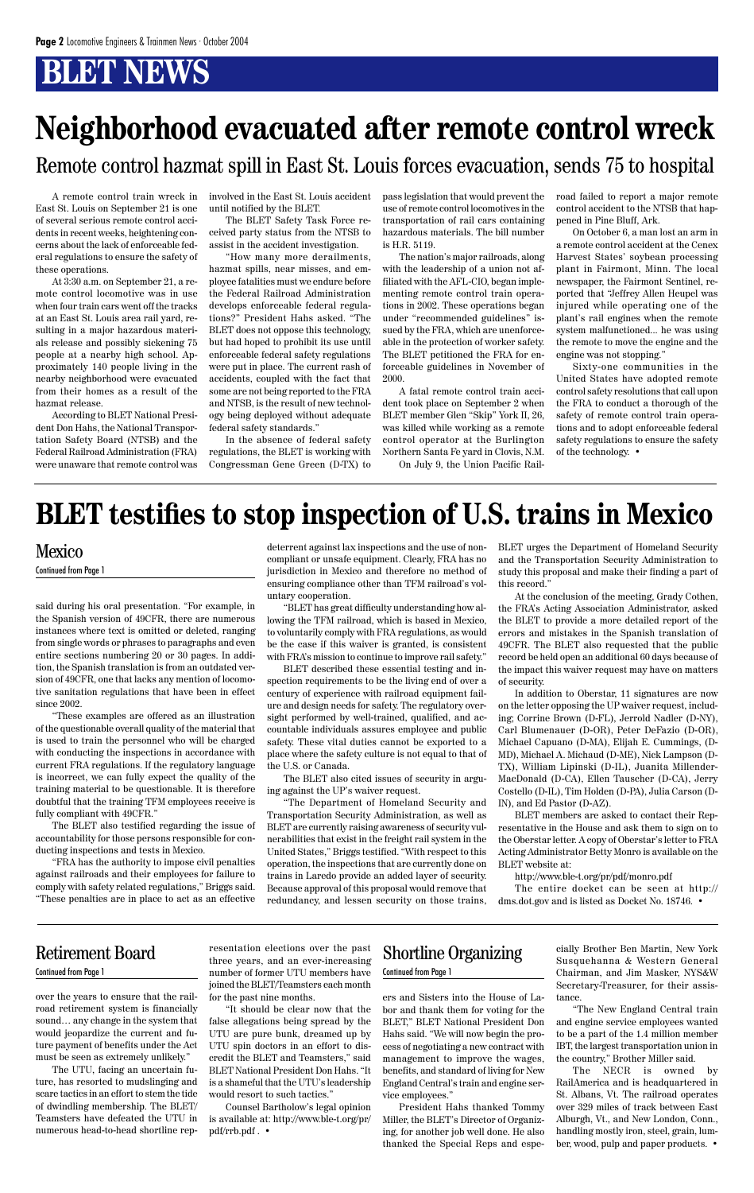# BLET NEWS

# Neighborhood evacuated after remote control wreck

## Remote control hazmat spill in East St. Louis forces evacuation, sends 75 to hospital

A remote control train wreck in East St. Louis on September 21 is one of several serious remote control accidents in recent weeks, heightening concerns about the lack of enforceable federal regulations to ensure the safety of these operations.

At 3:30 a.m. on September 21, a remote control locomotive was in use when four train cars went off the tracks at an East St. Louis area rail yard, resulting in a major hazardous materials release and possibly sickening 75 people at a nearby high school. Approximately 140 people living in the nearby neighborhood were evacuated from their homes as a result of the hazmat release.

According to BLET National President Don Hahs, the National Transportation Safety Board (NTSB) and the Federal Railroad Administration (FRA) were unaware that remote control was involved in the East St. Louis accident until notified by the BLET.

The BLET Safety Task Force received party status from the NTSB to assist in the accident investigation.

"How many more derailments, hazmat spills, near misses, and employee fatalities must we endure before the Federal Railroad Administration develops enforceable federal regulations?" President Hahs asked. "The BLET does not oppose this technology, but had hoped to prohibit its use until enforceable federal safety regulations were put in place. The current rash of accidents, coupled with the fact that some are not being reported to the FRA and NTSB, is the result of new technology being deployed without adequate federal safety standards."

In the absence of federal safety regulations, the BLET is working with Congressman Gene Green (D-TX) to pass legislation that would prevent the use of remote control locomotives in the transportation of rail cars containing hazardous materials. The bill number is H.R. 5119.

The nation's major railroads, along with the leadership of a union not affiliated with the AFL-CIO, began implementing remote control train operations in 2002. These operations began under "recommended guidelines" issued by the FRA, which are unenforceable in the protection of worker safety. The BLET petitioned the FRA for enforceable guidelines in November of 2000.

A fatal remote control train accident took place on September 2 when BLET member Glen "Skip" York II, 26, was killed while working as a remote control operator at the Burlington Northern Santa Fe yard in Clovis, N.M.

On July 9, the Union Pacific Railroad failed to report a major remote control accident to the NTSB that happened in Pine Bluff, Ark.

On October 6, a man lost an arm in a remote control accident at the Cenex Harvest States' soybean processing plant in Fairmont, Minn. The local newspaper, the Fairmont Sentinel, reported that "Jeffrey Allen Heupel was injured while operating one of the plant's rail engines when the remote system malfunctioned... he was using the remote to move the engine and the engine was not stopping."

Sixty-one communities in the United States have adopted remote control safety resolutions that call upon the FRA to conduct a thorough of the safety of remote control train operations and to adopt enforceable federal safety regulations to ensure the safety of the technology. •

# BLET testifies to stop inspection of U.S. trains in Mexico

## Mexico

Continued from Page 1

said during his oral presentation. "For example, in the Spanish version of 49CFR, there are numerous instances where text is omitted or deleted, ranging from single words or phrases to paragraphs and even entire sections numbering 20 or 30 pages. In addition, the Spanish translation is from an outdated version of 49CFR, one that lacks any mention of locomotive sanitation regulations that have been in effect since 2002.

"These examples are offered as an illustration of the questionable overall quality of the material that is used to train the personnel who will be charged with conducting the inspections in accordance with current FRA regulations. If the regulatory language is incorrect, we can fully expect the quality of the training material to be questionable. It is therefore doubtful that the training TFM employees receive is fully compliant with 49CFR."

The BLET also testified regarding the issue of accountability for those persons responsible for conducting inspections and tests in Mexico.

"FRA has the authority to impose civil penalties against railroads and their employees for failure to comply with safety related regulations," Briggs said. "These penalties are in place to act as an effective deterrent against lax inspections and the use of noncompliant or unsafe equipment. Clearly, FRA has no jurisdiction in Mexico and therefore no method of ensuring compliance other than TFM railroad's voluntary cooperation.

"BLET has great difficulty understanding how allowing the TFM railroad, which is based in Mexico, to voluntarily comply with FRA regulations, as would be the case if this waiver is granted, is consistent with FRA's mission to continue to improve rail safety."

BLET described these essential testing and inspection requirements to be the living end of over a century of experience with railroad equipment failure and design needs for safety. The regulatory oversight performed by well-trained, qualified, and accountable individuals assures employee and public safety. These vital duties cannot be exported to a place where the safety culture is not equal to that of the U.S. or Canada.

The BLET also cited issues of security in arguing against the UP's waiver request.

"The Department of Homeland Security and Transportation Security Administration, as well as BLET are currently raising awareness of security vulnerabilities that exist in the freight rail system in the United States," Briggs testified. "With respect to this operation, the inspections that are currently done on trains in Laredo provide an added layer of security. Because approval of this proposal would remove that redundancy, and lessen security on those trains, BLET urges the Department of Homeland Security and the Transportation Security Administration to study this proposal and make their finding a part of this record."

At the conclusion of the meeting, Grady Cothen, the FRA's Acting Association Administrator, asked the BLET to provide a more detailed report of the errors and mistakes in the Spanish translation of 49CFR. The BLET also requested that the public record be held open an additional 60 days because of the impact this waiver request may have on matters of security.

In addition to Oberstar, 11 signatures are now on the letter opposing the UP waiver request, including; Corrine Brown (D-FL), Jerrold Nadler (D-NY), Carl Blumenauer (D-OR), Peter DeFazio (D-OR), Michael Capuano (D-MA), Elijah E. Cummings, (D-MD), Michael A. Michaud (D-ME), Nick Lampson (D-TX), William Lipinski (D-IL), Juanita Millender-MacDonald (D-CA), Ellen Tauscher (D-CA), Jerry Costello (D-IL), Tim Holden (D-PA), Julia Carson (D-IN), and Ed Pastor (D-AZ).

BLET members are asked to contact their Representative in the House and ask them to sign on to the Oberstar letter. A copy of Oberstar's letter to FRA Acting Administrator Betty Monro is available on the BLET website at:

http://www.ble-t.org/pr/pdf/monro.pdf

The entire docket can be seen at http://dms.dot.gov and is listed as Docket No. 18746. •

## Retirement Board

Continued from Page 1

over the years to ensure that the railroad retirement system is financially sound… any change in the system that would jeopardize the current and future payment of benefits under the Act must be seen as extremely unlikely."

The UTU, facing an uncertain future, has resorted to mudslinging and scare tactics in an effort to stem the tide of dwindling membership. The BLET/Teamsters have defeated the UTU in numerous head-to-head shortline representation elections over the past three years, and an ever-increasing number of former UTU members have joined the BLET/Teamsters each month for the past nine months.

"It should be clear now that the false allegations being spread by the UTU are pure bunk, dreamed up by UTU spin doctors in an effort to discredit the BLET and Teamsters," said BLET National President Don Hahs. "It is a shameful that the UTU's leadership would resort to such tactics."

Counsel Bartholow's legal opinion is available at: http://www.ble-t.org/pr/pdf/rrb.pdf . •

## Shortline Organizing

Continued from Page 1

ers and Sisters into the House of Labor and thank them for voting for the BLET," BLET National President Don Hahs said. "We will now begin the process of negotiating a new contract with management to improve the wages, benefits, and standard of living for New England Central's train and engine service employees."

President Hahs thanked Tommy Miller, the BLET's Director of Organizing, for another job well done. He also thanked the Special Reps and especially Brother Ben Martin, New York Susquehanna & Western General Chairman, and Jim Masker, NYS&W Secretary-Treasurer, for their assistance.

"The New England Central train and engine service employees wanted to be a part of the 1.4 million member IBT, the largest transportation union in the country," Brother Miller said.

The NECR is owned by RailAmerica and is headquartered in St. Albans, Vt. The railroad operates over 329 miles of track between East Alburgh, Vt., and New London, Conn., handling mostly iron, steel, grain, lumber, wood, pulp and paper products. •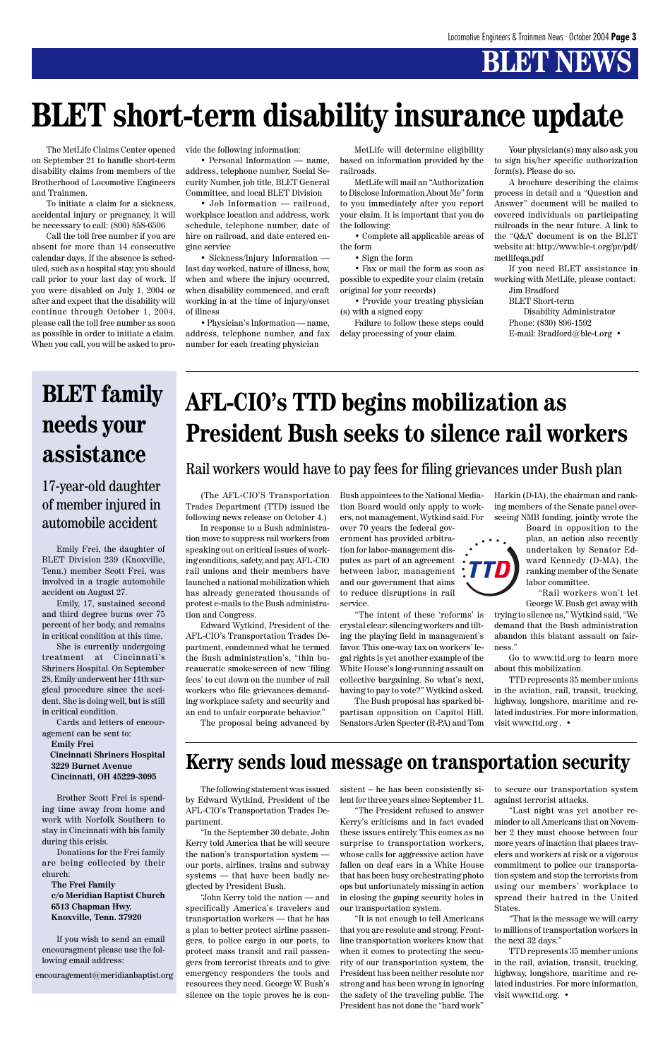# BLET NEWS

# BLET short-term disability insurance update

The MetLife Claims Center opened on September 21 to handle short-term disability claims from members of the Brotherhood of Locomotive Engineers and Trainmen.

To initiate a claim for a sickness, accidental injury or pregnancy, it will be necessary to call: (800) 858-6506

Call the toll free number if you are absent for more than 14 consecutive calendar days. If the absence is scheduled, such as a hospital stay, you should call prior to your last day of work. If you were disabled on July 1, 2004 or after and expect that the disability will continue through October 1, 2004, please call the toll free number as soon as possible in order to initiate a claim. When you call, you will be asked to provide the following information:

- Personal Information — name, address, telephone number, Social Security Number, job title, BLET General Committee, and local BLET Division
- Job Information — railroad, workplace location and address, work schedule, telephone number, date of hire on railroad, and date entered engine service
- Sickness/Injury Information — last day worked, nature of illness, how, when and where the injury occurred, when disability commenced, and craft working in at the time of injury/onset of illness
- Physician's Information — name, address, telephone number, and fax number for each treating physician

MetLife will determine eligibility based on information provided by the railroads.

MetLife will mail an "Authorization to Disclose Information About Me" form to you immediately after you report your claim. It is important that you do the following:

- Complete all applicable areas of the form
- Sign the form
- Fax or mail the form as soon as possible to expedite your claim (retain original for your records)
- Provide your treating physician (s) with a signed copy

Failure to follow these steps could delay processing of your claim.

Your physician(s) may also ask you to sign his/her specific authorization form(s). Please do so.

A brochure describing the claims process in detail and a "Question and Answer" document will be mailed to covered individuals on participating railroads in the near future. A link to the "Q&A" document is on the BLET website at: http://www.ble-t.org/pr/pdf/metlifeqa.pdf

If you need BLET assistance in working with MetLife, please contact:

Jim Bradford
BLET Short-term
Disability Administrator
Phone: (830) 896-1592
E-mail: Bradford@ble-t.org •

# AFL-CIO's TTD begins mobilization as President Bush seeks to silence rail workers

## Rail workers would have to pay fees for filing grievances under Bush plan

(The AFL-CIO'S Transportation Trades Department (TTD) issued the following news release on October 4.)

In response to a Bush administration move to suppress rail workers from speaking out on critical issues of working conditions, safety, and pay, AFL-CIO rail unions and their members have launched a national mobilization which has already generated thousands of protest e-mails to the Bush administration and Congress.

Edward Wytkind, President of the AFL-CIO's Transportation Trades Department, condemned what he termed the Bush administration's, "thin bureaucratic smokescreen of new 'filing fees' to cut down on the number of rail workers who file grievances demanding workplace safety and security and an end to unfair corporate behavior."

The proposal being advanced by Bush appointees to the National Mediation Board would only apply to workers, not management, Wytkind said. For over 70 years the federal government has provided arbitration for labor-management disputes as part of an agreement between labor, management and our government that aims to reduce disruptions in rail service.

"The intent of these 'reforms' is crystal clear: silencing workers and tilting the playing field in management's favor. This one-way tax on workers' legal rights is yet another example of the White House's long-running assault on collective bargaining. So what's next, having to pay to vote?" Wytkind asked.

The Bush proposal has sparked bipartisan opposition on Capitol Hill. Senators Arlen Specter (R-PA) and Tom Harkin (D-IA), the chairman and ranking members of the Senate panel overseeing NMB funding, jointly wrote the Board in opposition to the plan, an action also recently undertaken by Senator Edward Kennedy (D-MA), the ranking member of the Senate labor committee.

"Rail workers won't let George W. Bush get away with trying to silence us," Wytkind said, "We demand that the Bush administration abandon this blatant assault on fairness."

Go to www.ttd.org to learn more about this mobilization.

TTD represents 35 member unions in the aviation, rail, transit, trucking, highway, longshore, maritime and related industries. For more information, visit www.ttd.org . •

# BLET family needs your assistance

## 17-year-old daughter of member injured in automobile accident

Emily Frei, the daughter of BLET Division 239 (Knoxville, Tenn.) member Scott Frei, was involved in a tragic automobile accident on August 27.

Emily, 17, sustained second and third degree burns over 75 percent of her body, and remains in critical condition at this time.

She is currently undergoing treatment at Cincinnati's Shriners Hospital. On September 28, Emily underwent her 11th surgical procedure since the accident. She is doing well, but is still in critical condition.

Cards and letters of encouragement can be sent to:

**Emily Frei**
**Cincinnati Shriners Hospital**
**3229 Burnet Avenue**
**Cincinnati, OH 45229-3095**

Brother Scott Frei is spending time away from home and work with Norfolk Southern to stay in Cincinnati with his family during this crisis.

Donations for the Frei family are being collected by their church:

**The Frei Family**
**c/o Meridian Baptist Church**
**6513 Chapman Hwy.**
**Knoxville, Tenn. 37920**

If you wish to send an email encouragment please use the following email address:

encouragement@meridianbaptist.org

# Kerry sends loud message on transportation security

The following statement was issued by Edward Wytkind, President of the AFL-CIO's Transportation Trades Department.

"In the September 30 debate, John Kerry told America that he will secure the nation's transportation system — our ports, airlines, trains and subway systems — that have been badly neglected by President Bush.

"John Kerry told the nation — and specifically America's travelers and transportation workers — that he has a plan to better protect airline passengers, to police cargo in our ports, to protect mass transit and rail passengers from terrorist threats and to give emergency responders the tools and resources they need. George W. Bush's silence on the topic proves he is consistent – he has been consistently silent for three years since September 11.

"The President refused to answer Kerry's criticisms and in fact evaded these issues entirely. This comes as no surprise to transportation workers, whose calls for aggressive action have fallen on deaf ears in a White House that has been busy orchestrating photo ops but unfortunately missing in action in closing the gaping security holes in our transportation system.

"It is not enough to tell Americans that you are resolute and strong. Frontline transportation workers know that when it comes to protecting the security of our transportation system, the President has been neither resolute nor strong and has been wrong in ignoring the safety of the traveling public. The President has not done the "hard work" to secure our transportation system against terrorist attacks.

"Last night was yet another reminder to all Americans that on November 2 they must choose between four more years of inaction that places travelers and workers at risk or a vigorous commitment to police our transportation system and stop the terrorists from using our members' workplace to spread their hatred in the United States.

"That is the message we will carry to millions of transportation workers in the next 32 days."

TTD represents 35 member unions in the rail, aviation, transit, trucking, highway, longshore, maritime and related industries. For more information, visit www.ttd.org. •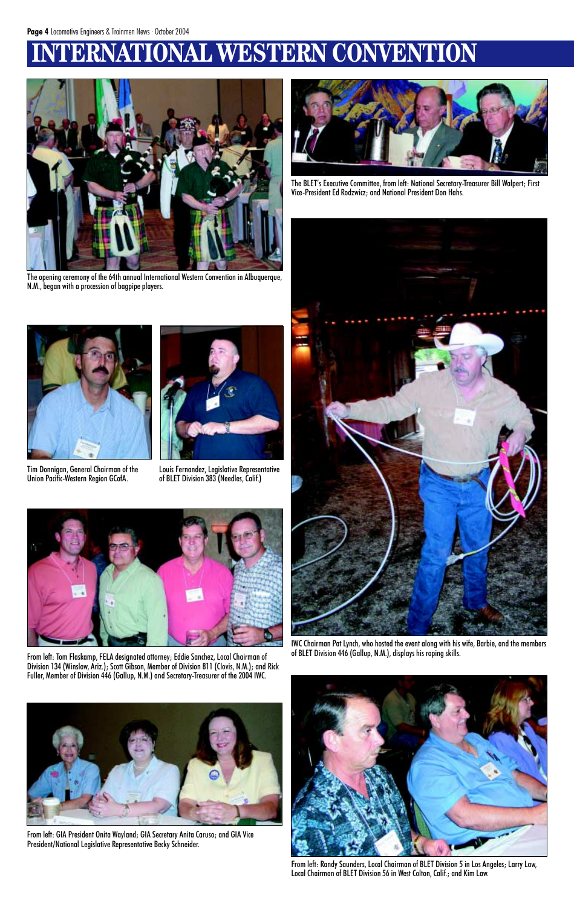# INTERNATIONAL WESTERN CONVENTION

The opening ceremony of the 64th annual International Western Convention in Albuquerque, N.M., began with a procession of bagpipe players.

The BLET's Executive Committee, from left: National Secretary-Treasurer Bill Walpert; First Vice-President Ed Rodzwicz; and National President Don Hahs.

Tim Donnigan, General Chairman of the Union Pacific-Western Region GCofA.

Louis Fernandez, Legislative Representative of BLET Division 383 (Needles, Calif.)

IWC Chairman Pat Lynch, who hosted the event along with his wife, Barbie, and the members of BLET Division 446 (Gallup, N.M.), displays his roping skills.

From left: Tom Flaskamp, FELA designated attorney; Eddie Sanchez, Local Chairman of Division 134 (Winslow, Ariz.); Scott Gibson, Member of Division 811 (Clovis, N.M.); and Rick Fuller, Member of Division 446 (Gallup, N.M.) and Secretary-Treasurer of the 2004 IWC.

From left: GIA President Onita Wayland; GIA Secretary Anita Caruso; and GIA Vice President/National Legislative Representative Becky Schneider.

From left: Randy Saunders, Local Chairman of BLET Division 5 in Los Angeles; Larry Law, Local Chairman of BLET Division 56 in West Colton, Calif.; and Kim Law.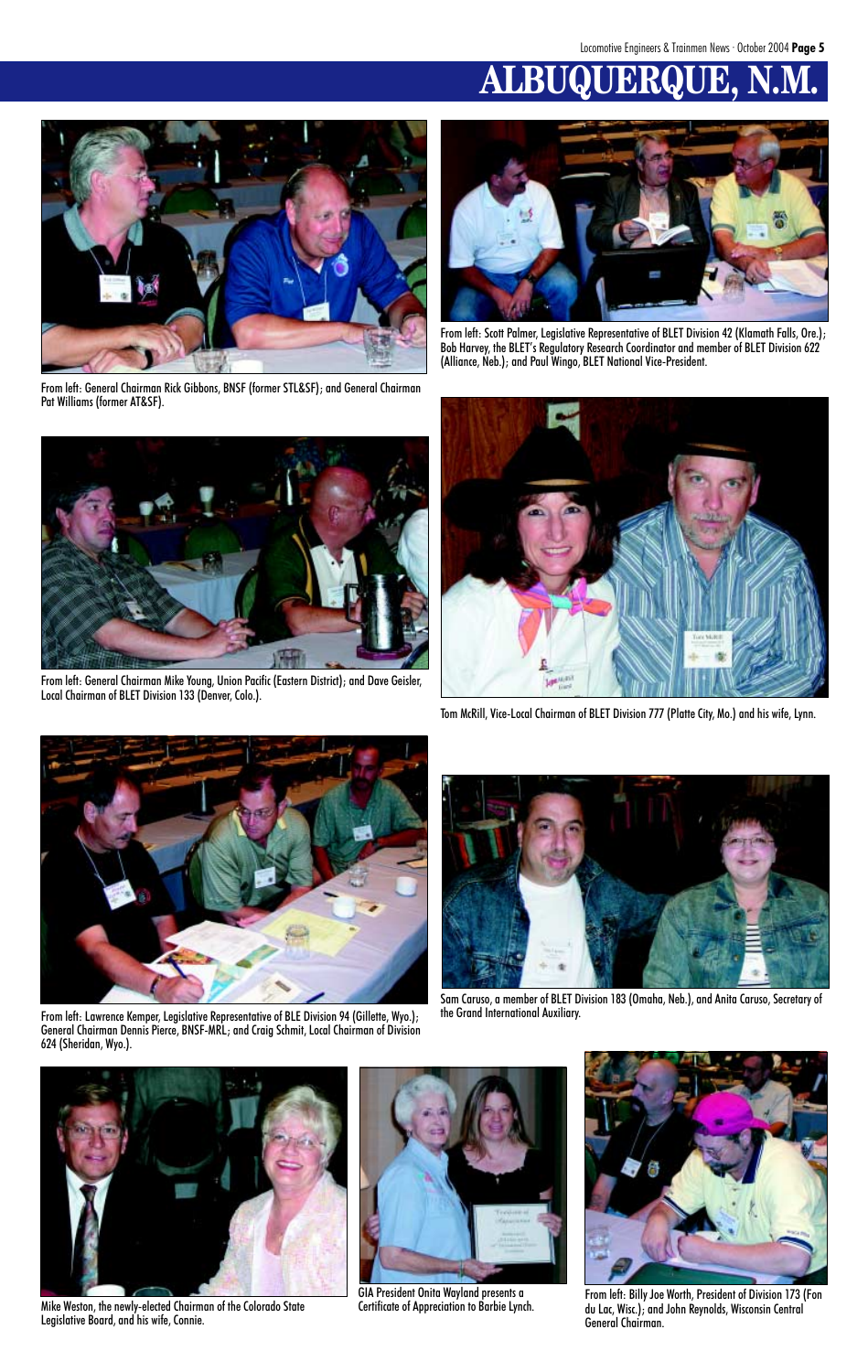# ALBUQUERQUE, N.M.

From left: General Chairman Rick Gibbons, BNSF (former STL&SF); and General Chairman Pat Williams (former AT&SF).

From left: Scott Palmer, Legislative Representative of BLET Division 42 (Klamath Falls, Ore.); Bob Harvey, the BLET's Regulatory Research Coordinator and member of BLET Division 622 (Alliance, Neb.); and Paul Wingo, BLET National Vice-President.

From left: General Chairman Mike Young, Union Pacific (Eastern District); and Dave Geisler, Local Chairman of BLET Division 133 (Denver, Colo.).

Tom McRill, Vice-Local Chairman of BLET Division 777 (Platte City, Mo.) and his wife, Lynn.

From left: Lawrence Kemper, Legislative Representative of BLE Division 94 (Gillette, Wyo.); General Chairman Dennis Pierce, BNSF-MRL; and Craig Schmit, Local Chairman of Division 624 (Sheridan, Wyo.).

Sam Caruso, a member of BLET Division 183 (Omaha, Neb.), and Anita Caruso, Secretary of the Grand International Auxiliary.

Mike Weston, the newly-elected Chairman of the Colorado State Legislative Board, and his wife, Connie.

GIA President Onita Wayland presents a Certificate of Appreciation to Barbie Lynch.

From left: Billy Joe Worth, President of Division 173 (Fon du Lac, Wisc.); and John Reynolds, Wisconsin Central General Chairman.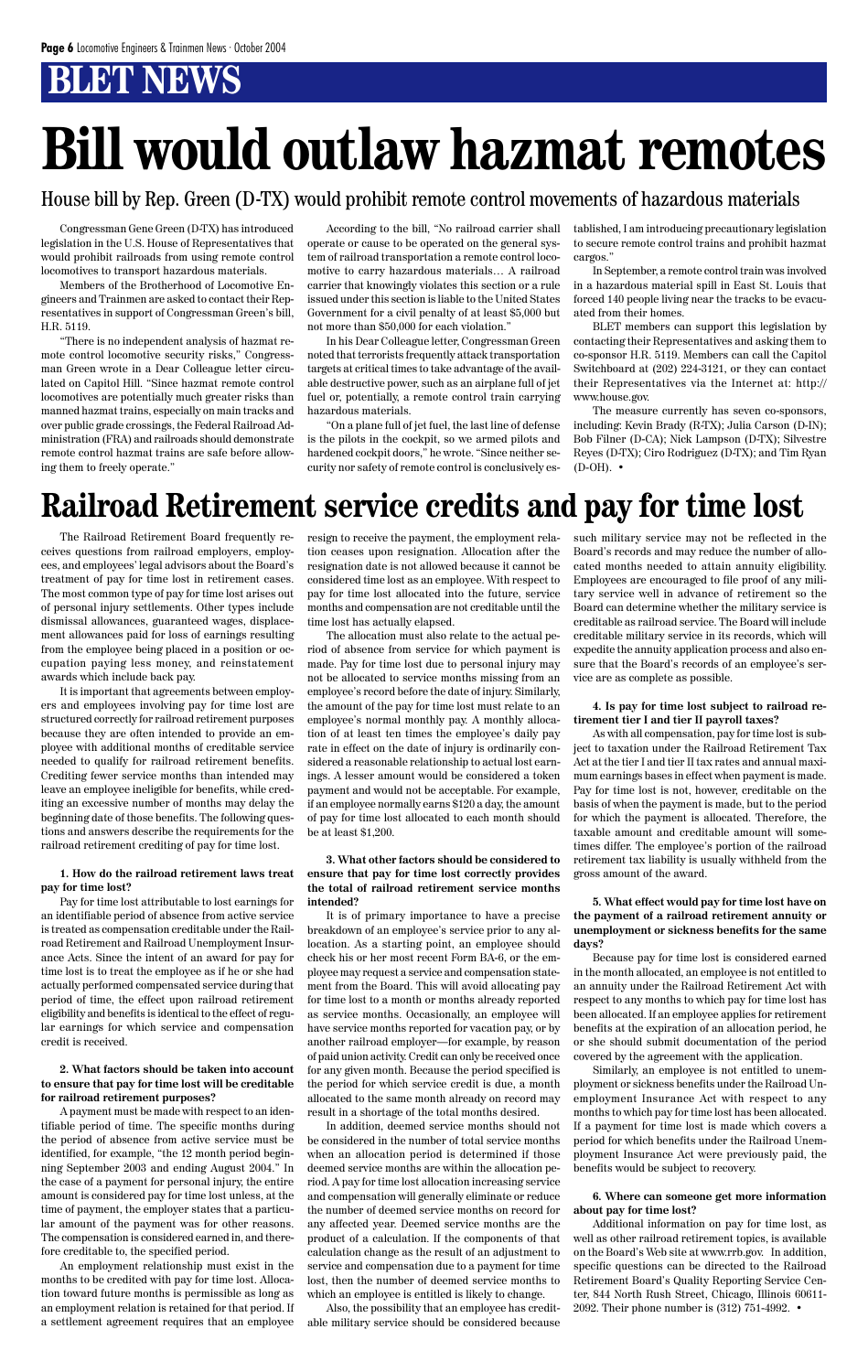# BLET NEWS

# Bill would outlaw hazmat remotes

## House bill by Rep. Green (D-TX) would prohibit remote control movements of hazardous materials

Congressman Gene Green (D-TX) has introduced legislation in the U.S. House of Representatives that would prohibit railroads from using remote control locomotives to transport hazardous materials.

Members of the Brotherhood of Locomotive Engineers and Trainmen are asked to contact their Representatives in support of Congressman Green's bill, H.R. 5119.

"There is no independent analysis of hazmat remote control locomotive security risks," Congressman Green wrote in a Dear Colleague letter circulated on Capitol Hill. "Since hazmat remote control locomotives are potentially much greater risks than manned hazmat trains, especially on main tracks and over public grade crossings, the Federal Railroad Administration (FRA) and railroads should demonstrate remote control hazmat trains are safe before allowing them to freely operate."

According to the bill, "No railroad carrier shall operate or cause to be operated on the general system of railroad transportation a remote control locomotive to carry hazardous materials… A railroad carrier that knowingly violates this section or a rule issued under this section is liable to the United States Government for a civil penalty of at least $5,000 but not more than $50,000 for each violation."

In his Dear Colleague letter, Congressman Green noted that terrorists frequently attack transportation targets at critical times to take advantage of the available destructive power, such as an airplane full of jet fuel or, potentially, a remote control train carrying hazardous materials.

"On a plane full of jet fuel, the last line of defense is the pilots in the cockpit, so we armed pilots and hardened cockpit doors," he wrote. "Since neither security nor safety of remote control is conclusively established, I am introducing precautionary legislation to secure remote control trains and prohibit hazmat cargos."

In September, a remote control train was involved in a hazardous material spill in East St. Louis that forced 140 people living near the tracks to be evacuated from their homes.

BLET members can support this legislation by contacting their Representatives and asking them to co-sponsor H.R. 5119. Members can call the Capitol Switchboard at (202) 224-3121, or they can contact their Representatives via the Internet at: http://www.house.gov.

The measure currently has seven co-sponsors, including: Kevin Brady (R-TX); Julia Carson (D-IN); Bob Filner (D-CA); Nick Lampson (D-TX); Silvestre Reyes (D-TX); Ciro Rodriguez (D-TX); and Tim Ryan (D-OH). •

# Railroad Retirement service credits and pay for time lost

The Railroad Retirement Board frequently receives questions from railroad employers, employees, and employees' legal advisors about the Board's treatment of pay for time lost in retirement cases. The most common type of pay for time lost arises out of personal injury settlements. Other types include dismissal allowances, guaranteed wages, displacement allowances paid for loss of earnings resulting from the employee being placed in a position or occupation paying less money, and reinstatement awards which include back pay.

It is important that agreements between employers and employees involving pay for time lost are structured correctly for railroad retirement purposes because they are often intended to provide an employee with additional months of creditable service needed to qualify for railroad retirement benefits. Crediting fewer service months than intended may leave an employee ineligible for benefits, while crediting an excessive number of months may delay the beginning date of those benefits. The following questions and answers describe the requirements for the railroad retirement crediting of pay for time lost.

**1. How do the railroad retirement laws treat pay for time lost?**

Pay for time lost attributable to lost earnings for an identifiable period of absence from active service is treated as compensation creditable under the Railroad Retirement and Railroad Unemployment Insurance Acts. Since the intent of an award for pay for time lost is to treat the employee as if he or she had actually performed compensated service during that period of time, the effect upon railroad retirement eligibility and benefits is identical to the effect of regular earnings for which service and compensation credit is received.

**2. What factors should be taken into account to ensure that pay for time lost will be creditable for railroad retirement purposes?**

A payment must be made with respect to an identifiable period of time. The specific months during the period of absence from active service must be identified, for example, "the 12 month period beginning September 2003 and ending August 2004." In the case of a payment for personal injury, the entire amount is considered pay for time lost unless, at the time of payment, the employer states that a particular amount of the payment was for other reasons. The compensation is considered earned in, and therefore creditable to, the specified period.

An employment relationship must exist in the months to be credited with pay for time lost. Allocation toward future months is permissible as long as an employment relation is retained for that period. If a settlement agreement requires that an employee resign to receive the payment, the employment relation ceases upon resignation. Allocation after the resignation date is not allowed because it cannot be considered time lost as an employee. With respect to pay for time lost allocated into the future, service months and compensation are not creditable until the time lost has actually elapsed.

The allocation must also relate to the actual period of absence from service for which payment is made. Pay for time lost due to personal injury may not be allocated to service months missing from an employee's record before the date of injury. Similarly, the amount of the pay for time lost must relate to an employee's normal monthly pay. A monthly allocation of at least ten times the employee's daily pay rate in effect on the date of injury is ordinarily considered a reasonable relationship to actual lost earnings. A lesser amount would be considered a token payment and would not be acceptable. For example, if an employee normally earns $120 a day, the amount of pay for time lost allocated to each month should be at least $1,200.

**3. What other factors should be considered to ensure that pay for time lost correctly provides the total of railroad retirement service months intended?**

It is of primary importance to have a precise breakdown of an employee's service prior to any allocation. As a starting point, an employee should check his or her most recent Form BA-6, or the employee may request a service and compensation statement from the Board. This will avoid allocating pay for time lost to a month or months already reported as service months. Occasionally, an employee will have service months reported for vacation pay, or by another railroad employer—for example, by reason of paid union activity. Credit can only be received once for any given month. Because the period specified is the period for which service credit is due, a month allocated to the same month already on record may result in a shortage of the total months desired.

In addition, deemed service months should not be considered in the number of total service months when an allocation period is determined if those deemed service months are within the allocation period. A pay for time lost allocation increasing service and compensation will generally eliminate or reduce the number of deemed service months on record for any affected year. Deemed service months are the product of a calculation. If the components of that calculation change as the result of an adjustment to service and compensation due to a payment for time lost, then the number of deemed service months to which an employee is entitled is likely to change.

Also, the possibility that an employee has creditable military service should be considered because such military service may not be reflected in the Board's records and may reduce the number of allocated months needed to attain annuity eligibility. Employees are encouraged to file proof of any military service well in advance of retirement so the Board can determine whether the military service is creditable as railroad service. The Board will include creditable military service in its records, which will expedite the annuity application process and also ensure that the Board's records of an employee's service are as complete as possible.

**4. Is pay for time lost subject to railroad retirement tier I and tier II payroll taxes?**

As with all compensation, pay for time lost is subject to taxation under the Railroad Retirement Tax Act at the tier I and tier II tax rates and annual maximum earnings bases in effect when payment is made. Pay for time lost is not, however, creditable on the basis of when the payment is made, but to the period for which the payment is allocated. Therefore, the taxable amount and creditable amount will sometimes differ. The employee's portion of the railroad retirement tax liability is usually withheld from the gross amount of the award.

**5. What effect would pay for time lost have on the payment of a railroad retirement annuity or unemployment or sickness benefits for the same days?**

Because pay for time lost is considered earned in the month allocated, an employee is not entitled to an annuity under the Railroad Retirement Act with respect to any months to which pay for time lost has been allocated. If an employee applies for retirement benefits at the expiration of an allocation period, he or she should submit documentation of the period covered by the agreement with the application.

Similarly, an employee is not entitled to unemployment or sickness benefits under the Railroad Unemployment Insurance Act with respect to any months to which pay for time lost has been allocated. If a payment for time lost is made which covers a period for which benefits under the Railroad Unemployment Insurance Act were previously paid, the benefits would be subject to recovery.

**6. Where can someone get more information about pay for time lost?**

Additional information on pay for time lost, as well as other railroad retirement topics, is available on the Board's Web site at www.rrb.gov. In addition, specific questions can be directed to the Railroad Retirement Board's Quality Reporting Service Center, 844 North Rush Street, Chicago, Illinois 60611-2092. Their phone number is (312) 751-4992. •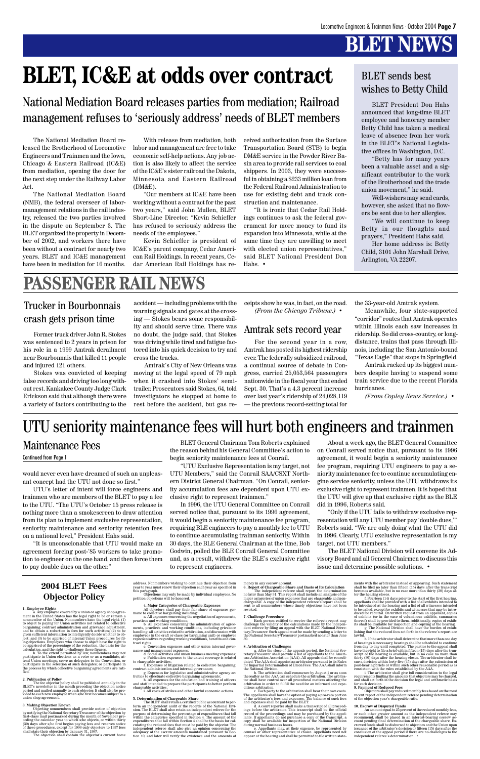# BLET NEWS

# BLET, IC&E at odds over contract

## National Mediation Board releases parties from mediation; Railroad management refuses to 'seriously address' needs of BLET members

The National Mediation Board released the Brotherhood of Locomotive Engineers and Trainmen and the Iowa, Chicago & Eastern Railroad (IC&E) from mediation, opening the door for the next step under the Railway Labor Act.

The National Mediation Board (NMB), the federal overseer of labor-management relations in the rail industry, released the two parties involved in the dispute on September 3. The BLET organized the property in December of 2002, and workers there have been without a contract for nearly two years. BLET and IC&E management have been in mediation for 16 months.

With release from mediation, both labor and management are free to take economic self-help actions. Any job action is also likely to affect the service of the IC&E's sister railroad the Dakota, Minnesota and Eastern Railroad (DM&E).

"Our members at IC&E have been working without a contract for the past two years," said John Mullen, BLET Short-Line Director. "Kevin Schieffer has refused to seriously address the needs of the employees."

Kevin Schieffer is president of IC&E's parent company, Cedar American Rail Holdings. In recent years, Cedar American Rail Holdings has received authorization from the Surface Transportation Board (STB) to begin DM&E service in the Powder River Basin area to provide rail services to coal shippers. In 2003, they were successful in obtaining a $233 million loan from the Federal Railroad Administration to use for existing debt and track construction and maintenance.

"It is ironic that Cedar Rail Holdings continues to ask the federal government for more money to fund its expansion into Minnesota, while at the same time they are unwilling to meet with elected union representatives," said BLET National President Don Hahs. •

## BLET sends best wishes to Betty Child

BLET President Don Hahs announced that long-time BLET employee and honorary member Betty Child has taken a medical leave of absence from her work in the BLET's National Legislative offices in Washington, D.C.

"Betty has for many years been a valuable asset and a significant contributor to the work of the Brotherhood and the trade union movement," he said.

Well-wishers may send cards, however, she asked that no flowers be sent due to her allergies.

"We will continue to keep Betty in our thoughts and prayers," President Hahs said.

Her home address is: Betty Child, 3101 John Marshall Drive, Arlington, VA 22207.

# PASSENGER RAIL NEWS

## Trucker in Bourbonnais crash gets prison time

Former truck driver John R. Stokes was sentenced to 2 years in prison for his role in a 1999 Amtrak derailment near Bourbonnais that killed 11 people and injured 121 others.

Stokes was convicted of keeping false records and driving too long without rest. Kankakee County Judge Clark Erickson said that although there were a variety of factors contributing to the accident — including problems with the warning signals and gates at the crossing — Stokes bears some responsibility and should serve time. There was no doubt, the judge said, that Stokes was driving while tired and fatigue factored into his quick decision to try and cross the tracks.

Amtrak's City of New Orleans was moving at the legal speed of 79 mph when it crashed into Stokes' semi-trailer. Prosecutors said Stokes, 64, told investigators he stopped at home to rest before the accident, but gas receipts show he was, in fact, on the road. *(From the Chicago Tribune.)* •

## Amtrak sets record year

For the second year in a row, Amtrak has posted its highest ridership ever. The federally subsidized railroad, a continual source of debate in Congress, carried 25,053,564 passengers nationwide in the fiscal year that ended Sept. 30. That's a 4.3 percent increase over last year's ridership of 24,028,119 — the previous record-setting total for the 33-year-old Amtrak system.

Meanwhile, four state-supported "corridor" routes that Amtrak operates within Illinois each saw increases in ridership. So did cross-country, or long-distance, trains that pass through Illinois, including the San Antonio-bound "Texas Eagle" that stops in Springfield.

Amtrak racked up its biggest numbers despite having to suspend some train service due to the recent Florida hurricanes.

*(From Copley News Service.)* •

# UTU seniority maintenance fees will hurt both engineers and trainmen

## Maintenance Fees

Continued from Page 1

would never even have dreamed of such an unpleasant concept had the UTU not done so first."

UTU's letter of intent will force engineers and trainmen who are members of the BLET to pay a fee to the UTU. "The UTU's October 15 press release is nothing more than a smokescreen to draw attention from its plan to implement exclusive representation, seniority maintenance and seniority retention fees on a national level," President Hahs said.

"It is unconscionable that UTU would make an agreement forcing post-'85 workers to take promotion to engineer on the one hand, and then force them to pay double dues on the other."

BLET General Chairman Tom Roberts explained the reason behind his General Committee's action to begin seniority maintenance fees at Conrail.

"UTU Exclusive Representation is my target, not UTU Members," said the Conrail SAA/CSXT Northern District General Chairman. "On Conrail, seniority accumulation fees are dependent upon UTU exclusive right to represent trainmen."

In 1996, the UTU General Committee on Conrail served notice that, pursuant to its 1996 agreement, it would begin a seniority maintenance fee program, requiring BLE engineers to pay a monthly fee to UTU to continue accumulating trainman seniority. Within 30 days, the BLE General Chairman at the time, Bob Godwin, polled the BLE Conrail General Committee and, as a result, withdrew the BLE's exclusive right to represent engineers.

About a week ago, the BLET General Committee on Conrail served notice that, pursuant to its 1996 agreement, it would begin a seniority maintenance fee program, requiring UTU engineers to pay a seniority maintenance fee to continue accumulating engine service seniority, unless the UTU withdraws its exclusive right to represent trainmen. It is hoped that the UTU will give up that exclusive right as the BLE did in 1996, Roberts said.

"Only if the UTU fails to withdraw exclusive representation will any UTU member pay 'double dues,'" Roberts said. "We are only doing what the UTU did in 1996. Clearly, UTU exclusive representation is my target, not UTU members."

The BLET National Division will convene its Advisory Board and all General Chairmen to discuss this issue and determine possible solutions. •

## 2004 BLET Fees Objector Policy

**1. Employee Rights**

a. Any employee covered by a union or agency shop agreement in the United States has the legal right to be or remain a nonmember of the Union. Nonmembers have the legal right: (1) to object to paying for Union activities not related to collective bargaining, contract administration and grievance adjustment, and to obtain a reduction in fees for such activities; (2) to be given sufficient information to intelligently decide whether to object; and (3) to be apprised of internal Union procedures for filing objections. Employees who choose to object have the right to be apprised of the percentage of the reduction, the basis for the calculation, and the right to challenge these figures.

b. To the extent permitted by law, nonmembers may not participate in Union elections as a voter or as a candidate; attend Union meetings; serve as delegates to the Convention, or participate in the selection of such delegates; or participate in the process by which collective bargaining agreements are ratified.

**2. Publication of Policy**

The fee objector policy shall be published annually in the BLET's newsletter in the month preceding the objection notice period and mailed annually to each objector. It shall also be provided to each new employee when s/he first becomes subject to a union shop agreement.

**3. Making Objection Known**

Objecting nonmembers shall provide notice of objection by notifying the National Secretary-Treasurer of the objection by first-class mail postmarked during the month of November preceding the calendar year to which s/he objects, or within thirty (30) days after s/he first begins paying fees and receives notice of these procedures, except for 1996 only objectors to 1997 fees shall state their objection by January 31, 1997.

The objection shall contain the objector's current home address. Nonmembers wishing to continue their objection from year to year must renew their objection each year as specified in this paragraph.

Objections may only be made by individual employees. No petition objections will be honored.

**4. Major Categories of Chargeable Expenses**

All objectors shall pay their fair share of expenses germane to collective bargaining including:

a. All expenses concerning the negotiation of agreements, practices and working conditions;

b. All expenses concerning the administration of agreements, practices and working conditions, including grievance handling, all activities related to arbitration, and discussion with employees in the craft or class (or bargaining unit) or employer representatives regarding working conditions, benefits and contract rights;

c. Convention expenses and other union internal governance and management expenses;

d. Social activities and union business meeting expenses;

e. Publication expenses to the extent coverage is related to chargeable activities;

f. Expenses of litigation related to collective bargaining, contract administration and internal governance;

g. Expenses for legislative and administrative agency activities to effectuate collective bargaining agreements;

h. All expenses for the education and training of officers and staff intended to prepare the participants to better perform chargeable activities;

i. All costs of strikes and other lawful economic actions.

**5. Determination of Chargeable Share**

The BLET shall retain a certified public accountant to perform an independent audit of the records of the National Division. The BLET shall also retain an independent referee for the purpose of determining the percentage of expenditures that fall within the categories specified in Section 4. The amount of the expenditures that fall within Section 4 shall be the basis for calculating the reduced fees that must be paid by the objector. The independent referee shall also give an opinion concerning the adequacy of the escrow amounts maintained pursuant to Section 10, and later will verify the existence and the amounts of money in any escrow account.

**6. Report of Chargeable Share and Basis of Its Calculation**

The independent referee shall report the determination no later than May 31. This report shall include an analysis of the major categories of union expenses that are chargeable and non-chargeable. A copy of the independent referee's report shall be sent to all nonmembers whose timely objections have not been revoked.

**7. Challenge Procedure**

Each person entitled to receive the referee's report may challenge the validity of the calculations made by the independent referee by filing an appeal with the BLET National Secretary-Treasurer. Such appeal must be made by sending a letter to the National Secretary-Treasurer postmarked no later than June 30.

**8. Arbitration of Challenges**

a. After the close of the appeals period, the National Secretary-Treasurer shall provide a list of appellants to the American Arbitration Association (AAA). All appeals shall be consolidated. The AAA shall appoint an arbitrator pursuant to its Rules for Impartial Determination of Union Fees. The AAA shall inform the National Division.

b. The arbitration shall commence by August 1 or as soon thereafter as the AAA can schedule the arbitration. The arbitrator shall have control over all procedural matters affecting the arbitration in order to fulfill the need for an informed and expeditious arbitration.

c. Each party to the arbitration shall bear their own costs. The appellants shall have the option of paying a pro-rata portion of the arbitrator's fees and expenses. The balance of such fees and expenses shall be paid by the BLET.

d. A court reporter shall make a transcript of all proceedings before the arbitrator. This transcript shall be the official record of the proceedings and may be purchased by the appellants. If appellants do not purchase a copy of the transcript, a copy shall be available for inspection at the National Division during normal business hours.

e. Appellants may, at their expense, be represented by counsel or other representative of choice. Appellants need not appear at the hearing and shall be permitted to file written statements with the arbitrator instead of appearing. Such statement shall be filed no later than fifteen (15) days after the transcript becomes available, but in no case more than thirty (30) days after the hearing closes.

f. Fourteen (14) days prior to the start of the first hearing, appellants shall be provided with a list of all exhibits intended to be introduced at the hearing and a list of all witnesses intended to be called, except for exhibits and witnesses that may be introduced for rebuttal. On written request from an appellant, copies of exhibits (or in the case of voluminous exhibits, summaries thereof) shall be provided to them. Additionally, copies of exhibits shall be available for inspection and copying at the hearing.

g. The National Division shall have the burden of establishing that the reduced fees set forth in the referee's report are lawful.

h. If the arbitrator shall determine that more than one day of hearings is necessary, hearings shall be scheduled to continue from day to day until completed. The parties to the appeal shall have the right to file a brief within fifteen (15) days after the transcript of the hearing is available, but in no case no more than thirty (30) days after the hearing closes. The arbitrator shall issue a decision within forty-five (45) days after the submission of post-hearing briefs or within such other reasonable period as is consistent with the rules established by the AAA.

i. The arbitrator shall give full consideration to the legal requirements limiting the amounts that objectors may be charged, and shall set forth in the decision the legal and arithmetic basis for such decision.

**9. Payment of Reduced Fees**

Objectors shall pay reduced monthly fees based on the most recent report of the independent referee pending determination of the objection year's chargeable ratio.

**10. Escrow of Disputed Funds**

An amount equal to 25 percent of the reduced monthly fees, or such other greater amount as the independent referee may recommend, shall be placed in an interest-bearing escrow account pending final determination of the chargeable share. Escrowed funds shall be disbursed to objectors and the Union upon issuance of the arbitrator's decision or fifteen (15) days after the conclusion of the appeal period if there are no challenges to the independent referee's determination. •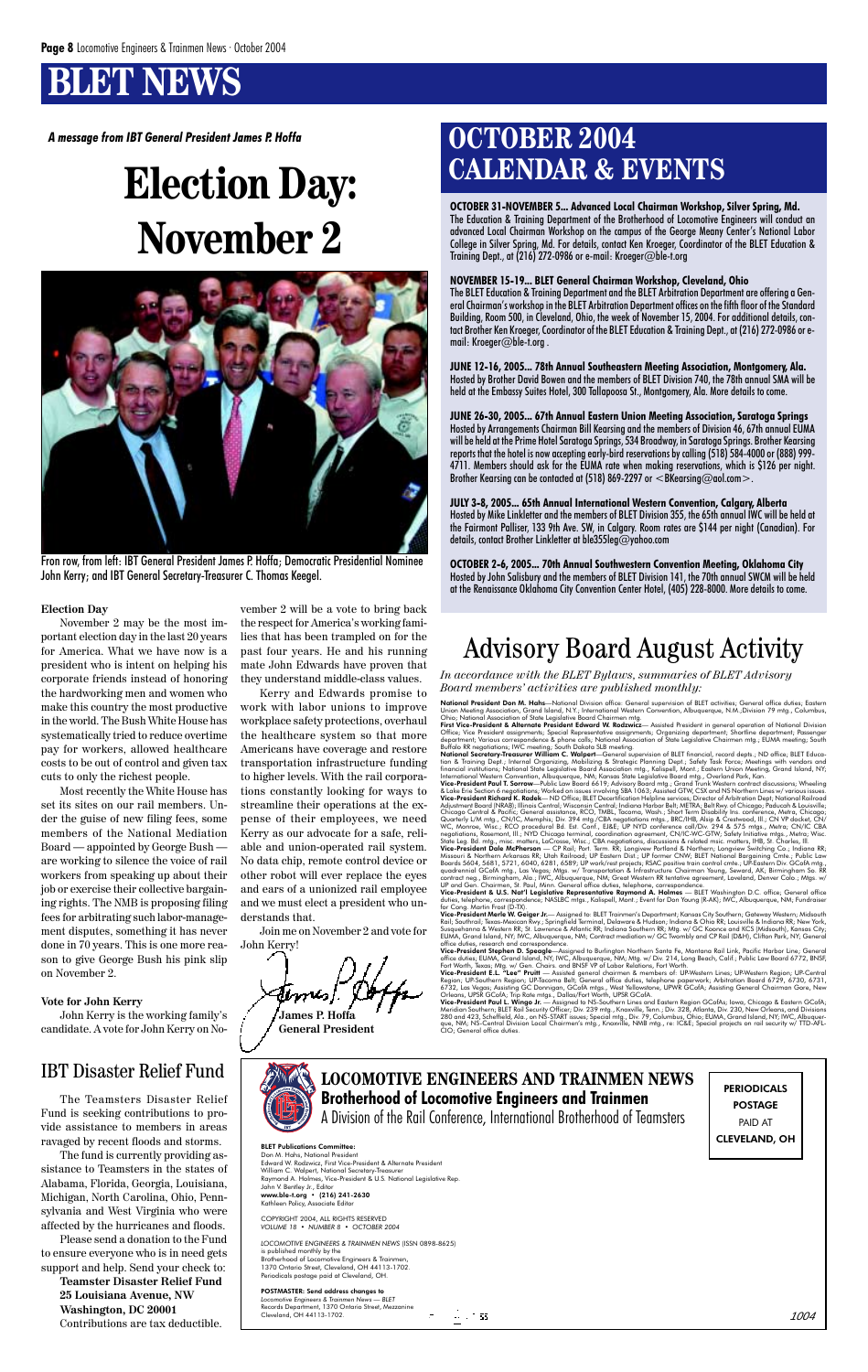# BLET NEWS

*A message from IBT General President James P. Hoffa*

# Election Day: November 2

Fron row, from left: IBT General President James P. Hoffa; Democratic Presidential Nominee John Kerry; and IBT General Secretary-Treasurer C. Thomas Keegel.

**Election Day**

November 2 may be the most important election day in the last 20 years for America. What we have now is a president who is intent on helping his corporate friends instead of honoring the hardworking men and women who make this country the most productive in the world. The Bush White House has systematically tried to reduce overtime pay for workers, allowed healthcare costs to be out of control and given tax cuts to only the richest people.

Most recently the White House has set its sites on our rail members. Under the guise of new filing fees, some members of the National Mediation Board — appointed by George Bush — are working to silence the voice of rail workers from speaking up about their job or exercise their collective bargaining rights. The NMB is proposing filing fees for arbitrating such labor-management disputes, something it has never done in 70 years. This is one more reason to give George Bush his pink slip on November 2.

**Vote for John Kerry**

John Kerry is the working family's candidate. A vote for John Kerry on November 2 will be a vote to bring back the respect for America's working families that has been trampled on for the past four years. He and his running mate John Edwards have proven that they understand middle-class values.

Kerry and Edwards promise to work with labor unions to improve workplace safety protections, overhaul the healthcare system so that more Americans have coverage and restore transportation infrastructure funding to higher levels. With the rail corporations constantly looking for ways to streamline their operations at the expense of their employees, we need Kerry as our advocate for a safe, reliable and union-operated rail system. No data chip, remote control device or other robot will ever replace the eyes and ears of a unionized rail employee and we must elect a president who understands that.

Join me on November 2 and vote for John Kerry!

**James P. Hoffa**
**General President**

## IBT Disaster Relief Fund

The Teamsters Disaster Relief Fund is seeking contributions to provide assistance to members in areas ravaged by recent floods and storms.

The fund is currently providing assistance to Teamsters in the states of Alabama, Florida, Georgia, Louisiana, Michigan, North Carolina, Ohio, Pennsylvania and West Virginia who were affected by the hurricanes and floods.

Please send a donation to the Fund to ensure everyone who is in need gets support and help. Send your check to:

**Teamster Disaster Relief Fund**
**25 Louisiana Avenue, NW**
**Washington, DC 20001**

Contributions are tax deductible.

# OCTOBER 2004 CALENDAR & EVENTS

**OCTOBER 31-NOVEMBER 5... Advanced Local Chairman Workshop, Silver Spring, Md.**
The Education & Training Department of the Brotherhood of Locomotive Engineers will conduct an advanced Local Chairman Workshop on the campus of the George Meany Center's National Labor College in Silver Spring, Md. For details, contact Ken Kroeger, Coordinator of the BLET Education & Training Dept., at (216) 272-0986 or e-mail: Kroeger@ble-t.org

**NOVEMBER 15-19... BLET General Chairman Workshop, Cleveland, Ohio**
The BLET Education & Training Department and the BLET Arbitration Department are offering a General Chairman's workshop in the BLET Arbitration Department offices on the fifth floor of the Standard Building, Room 500, in Cleveland, Ohio, the week of November 15, 2004. For additional details, contact Brother Ken Kroeger, Coordinator of the BLET Education & Training Dept., at (216) 272-0986 or e-mail: Kroeger@ble-t.org .

**JUNE 12-16, 2005... 78th Annual Southeastern Meeting Association, Montgomery, Ala.**
Hosted by Brother David Bowen and the members of BLET Division 740, the 78th annual SMA will be held at the Embassy Suites Hotel, 300 Tallapoosa St., Montgomery, Ala. More details to come.

**JUNE 26-30, 2005... 67th Annual Eastern Union Meeting Association, Saratoga Springs**
Hosted by Arrangements Chairman Bill Kearsing and the members of Division 46, 67th annual EUMA will be held at the Prime Hotel Saratoga Springs, 534 Broadway, in Saratoga Springs. Brother Kearsing reports that the hotel is now accepting early-bird reservations by calling (518) 584-4000 or (888) 999-4711. Members should ask for the EUMA rate when making reservations, which is $126 per night. Brother Kearsing can be contacted at (518) 869-2297 or <BKearsing@aol.com>.

**JULY 3-8, 2005... 65th Annual International Western Convention, Calgary, Alberta**
Hosted by Mike Linkletter and the members of BLET Division 355, the 65th annual IWC will be held at the Fairmont Palliser, 133 9th Ave. SW, in Calgary. Room rates are $144 per night (Canadian). For details, contact Brother Linkletter at ble355leg@yahoo.com

**OCTOBER 2-6, 2005... 70th Annual Southwestern Convention Meeting, Oklahoma City**
Hosted by John Salisbury and the members of BLET Division 141, the 70th annual SWCM will be held at the Renaissance Oklahoma City Convention Center Hotel, (405) 228-8000. More details to come.

# Advisory Board August Activity

*In accordance with the BLET Bylaws, summaries of BLET Advisory Board members' activities are published monthly:*

**National President Don M. Hahs**—National Division office: General supervision of BLET activities; General office duties; Eastern Union Meeting Association, Grand Island, N.Y.; International Western Convention, Albuquerque, N.M.;Division 79 mtg., Columbus, Ohio; National Association of State Legislative Board Chairmen mtg.

**First Vice-President & Alternate President Edward W. Rodzwicz**— Assisted President in general operation of National Division Office; Vice President assignments; Special Representative assignments; Organizing department; Shortline department, Passenger department; Various correspondence & phone calls; National Association of State Legislative Chairmen mtg.; EUMA meeting; South Buffalo RR negotiations; IWC meeting; South Dakota SLB meeting.

**National Secretary-Treasurer William C. Walpert**—General supervision of BLET financial, record depts.; ND office; BLET Education & Training Dept.; Internal Organizing, Mobilizing & Strategic Planning Dept.; Safety Task Force; Meetings with vendors and financial institutions; National State Legislative Board Association mtg., Kalispell, Mont.; Eastern Union Meeting, Grand Island, NY; International Western Convention, Albuquerque, NM; Kansas State Legislative Board mtg., Overland Park, Kan.

**Vice-President Paul T. Sorrow**—Public Law Board 6619; Advisory Board mtg.; Grand Trunk Western contract discussions; Wheeling & Lake Erie Section 6 negotiations; Worked on issues involving SBA 1063; Assisted GTW, CSX and NS Northern Lines w/ various issues.

**Vice-President Richard K. Radek**— ND Office; BLET Decertification Helpline services; Director of Arbitration Dept; National Railroad Adjustment Board (NRAB); Illinois Central; Wisconsin Central; Indiana Harbor Belt, METRA; Belt Rwy. of Chicago; Paducah & Louisville; Chicago Central & Pacific; General assistance, RCO, TMBL, Tacoma, Wash.; Short Term Disability Ins. conference, Metra, Chicago; Quarterly L/M mtg., CN/IC, Memphis; Div. 294 mtg./CBA negotiations mtgs., BRC/IHB, Alsip & Crestwood, Ill.; CN VP docket, CN/WC, Monroe, Wisc.; RCO procedural Bd. Est. Conf., EJ&E; UP NYD conference call/Div. 294 & 575 mtgs., Metra; CN/IC CBA negotiations, Rosemont, Ill.; NYD Chicago terminal, coordination agreement, CN/IC-WC-GTW; Safety Initiative mtgs., Metra; Wisc. State Leg. Bd. mtg.; misc. matters, LaCrosse, Wisc.; CBA negotiations, discussions & related misc. matters, IHB, St. Charles, Ill.

**Vice-President Dale McPherson** — CP Rail, Port. Term. RR, Longview Portland & Northern; Longview Switching Co.; Indiana RR; Missouri & Northern Arkansas RR; Utah Railroad; UP Eastern Dist.; UP former CNW; BLET National Bargaining Cmte.; Public Law Boards 5604, 5681, 5721, 6040, 6281, 6589; UP work/rest projects; RSAC positive train control cmte.; UP-Eastern Div. GCofA mtg., quadrennial GCofA mtg., Las Vegas; Mtgs. w/ Transportation & Infrastructure Chairman Young, Seward, AK, Birmingham So. RR contract neg., Birmingham, Ala.; IWC, Albuquerque, NM; Great Western RR tentative agreement, Loveland, Denver Colo.; Mtgs. w/ UP and Gen. Chairmen, St. Paul, Minn. General office duties, telephone, correspondence.

**Vice-President & U.S. Nat'l Legislative Representative Raymond A. Holmes** — BLET Washington D.C. office; General office duties, telephone, correspondence; NASLBC mtgs., Kalispell, Mont.; Event for Don Young (R-AK); IWC, Albuquerque, NM; Fundraiser for Cong. Martin Frost (D-TX).

**Vice-President Merle W. Geiger Jr.**— Assigned to: BLET Trainmen's Department; Kansas City Southern; Gateway Western; Midsouth Rail; Southrail; Texas-Mexican Rwy.; Springfield Terminal, Delaware & Hudson; Indiana & Ohio RR; Louisville & Indiana RR; New York, Susquehanna & Western RR; St. Lawrence & Atlantic RR; Indiana Southern RR; Mtg. w/ GC Koonce and KCS (Midsouth), Kansas City; EUMA, Grand Island, NY; IWC, Albuquerque, NM; Contract mediation w/ GC Twombly and CP Rail (D&H), Clifton Park, NY; General office duties, research and correspondence.

**Vice-President Stephen D. Speagle**—Assigned to Burlington Northern Santa Fe, Montana Rail Link, Pacific Harbor Line; General office duties, EUMA, Grand Island, NY; IWC, Albuquerque, NM; Mtg. w/ Div. 214, Long Beach, Calif.; Public Law Board 6772, BNSF, Fort Worth, Texas; Mtg. w/ Gen. Chairs. and BNSF VP of Labor Relations, Fort Worth.

**Vice-President E.L. "Lee" Pruitt** — Assisted general chairmen & members of: UP-Western Lines; UP-Western Region; UP-Central Region; UP-Southern Region; UP-Tacoma Belt; General office duties, telephone paperwork; Arbitration Board 6729, 6730, 6731, 6732, Las Vegas; Assisting GC Donnigan, GCofA mtgs., West Yellowstone, UPWR GCofA; Assisting General Chairman Gore, New Orleans, UPSR GCofA; Trip Rate mtgs., Dallas/Fort Worth, UPSR GCofA.

**Vice-President Paul L. Wingo Jr.** — Assigned to NS-Southern Lines and Eastern Region GCofAs; Iowa; Chicago & Eastern GCofA; Meridian Southern; BLET Rail Security Officer; Div. 239 mtg., Knoxville, Tenn.; Div. 328, Atlanta, Div. 230, New Orleans, and Divisions 280 and 423, Schefield, Ala., on NS-START issues; Special mtg., Div. 79, Columbus, Ohio; EUMA, Grand Island, NY; IWC, Albuquerque, NM; NS-Central Division Local Chairmen's mtg., Knoxville, NMB mtg., re: IC&E; Special projects on rail security w/ TTD-AFL-CIO; General office duties.

## LOCOMOTIVE ENGINEERS AND TRAINMEN NEWS
### Brotherhood of Locomotive Engineers and Trainmen
A Division of the Rail Conference, International Brotherhood of Teamsters

**PERIODICALS POSTAGE**
PAID AT
**CLEVELAND, OH**

**BLET Publications Committee:**
Don M. Hahs, National President
Edward W. Rodzwicz, First Vice-President & Alternate President
William C. Walpert, National Secretary-Treasurer
Raymond A. Holmes, Vice-President & U.S. National Legislative Rep.
John V. Bentley Jr., Editor
**www.ble-t.org • (216) 241-2630**
Kathleen Policy, Associate Editor

COPYRIGHT 2004, ALL RIGHTS RESERVED
*VOLUME 18 • NUMBER 8 • OCTOBER 2004*

*LOCOMOTIVE ENGINEERS & TRAINMEN NEWS* (ISSN 0898-8625) is published monthly by the Brotherhood of Locomotive Engineers & Trainmen, 1370 Ontario Street, Cleveland, OH 44113-1702. Periodicals postage paid at Cleveland, OH.

**POSTMASTER: Send address changes to**
*Locomotive Engineers & Trainmen News — BLET* Records Department, 1370 Ontario Street, Mezzanine Cleveland, OH 44113-1702.